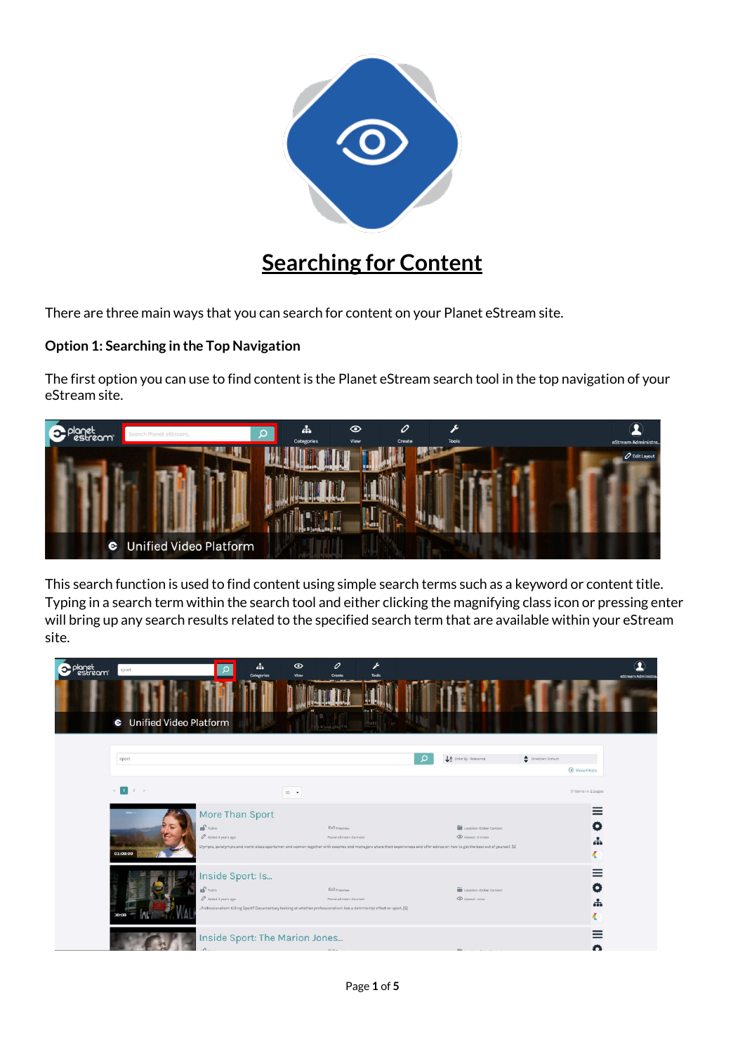# Searching for Content

There are three main ways that you can search for content on your Planet eStream site.

**Option 1: Searching in the Top Navigation**

The first option you can use to find content is the Planet eStream search tool in the top navigation of your eStream site.

This search function is used to find content using simple search terms such as a keyword or content title. Typing in a search term within the search tool and either clicking the magnifying class icon or pressing enter will bring up any search results related to the specified search term that are available within your eStream site.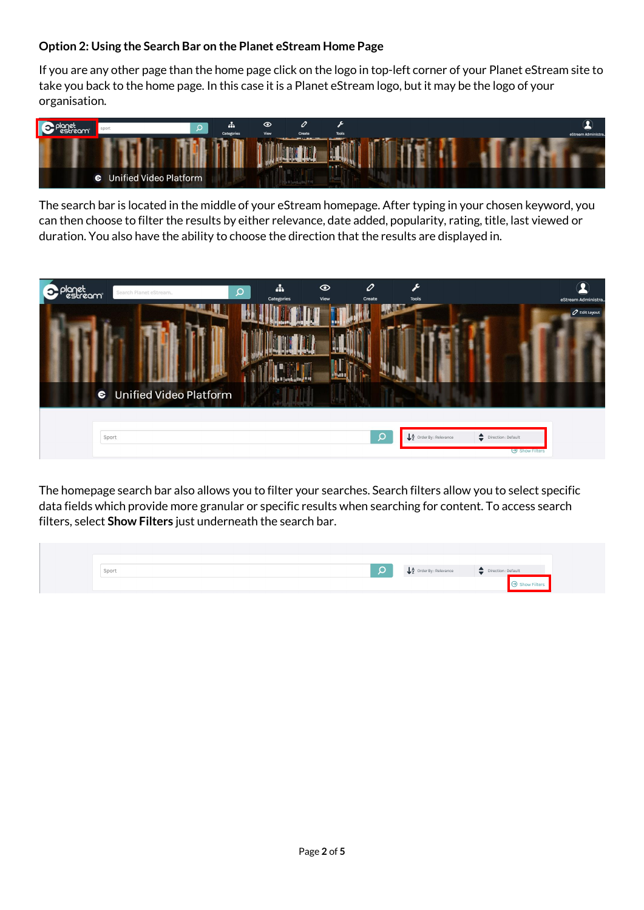### Option 2: Using the Search Bar on the Planet eStream Home Page

If you are any other page than the home page click on the logo in top-left corner of your Planet eStream site to take you back to the home page. In this case it is a Planet eStream logo, but it may be the logo of your organisation.

The search bar is located in the middle of your eStream homepage. After typing in your chosen keyword, you can then choose to filter the results by either relevance, date added, popularity, rating, title, last viewed or duration. You also have the ability to choose the direction that the results are displayed in.

The homepage search bar also allows you to filter your searches. Search filters allow you to select specific data fields which provide more granular or specific results when searching for content. To access search filters, select **Show Filters** just underneath the search bar.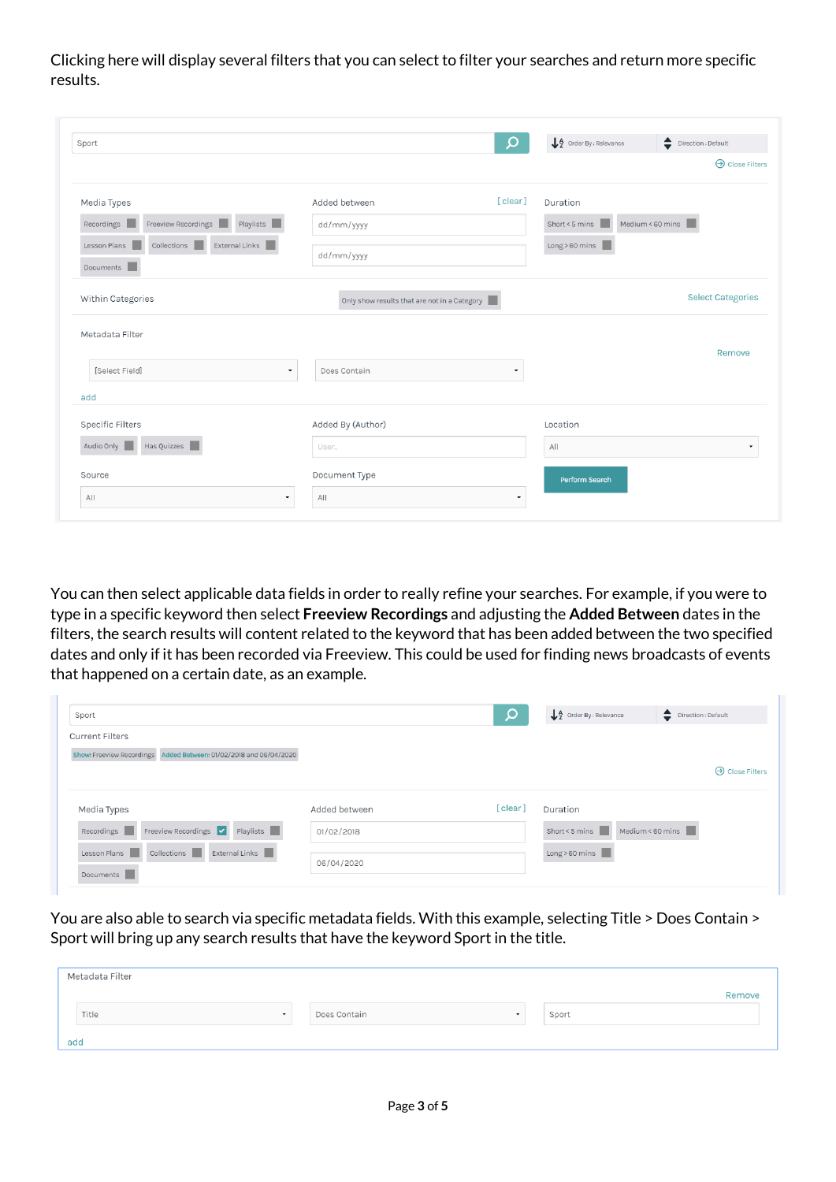Clicking here will display several filters that you can select to filter your searches and return more specific results.

You can then select applicable data fields in order to really refine your searches. For example, if you were to type in a specific keyword then select **Freeview Recordings** and adjusting the **Added Between** dates in the filters, the search results will content related to the keyword that has been added between the two specified dates and only if it has been recorded via Freeview. This could be used for finding news broadcasts of events that happened on a certain date, as an example.

You are also able to search via specific metadata fields. With this example, selecting Title > Does Contain > Sport will bring up any search results that have the keyword Sport in the title.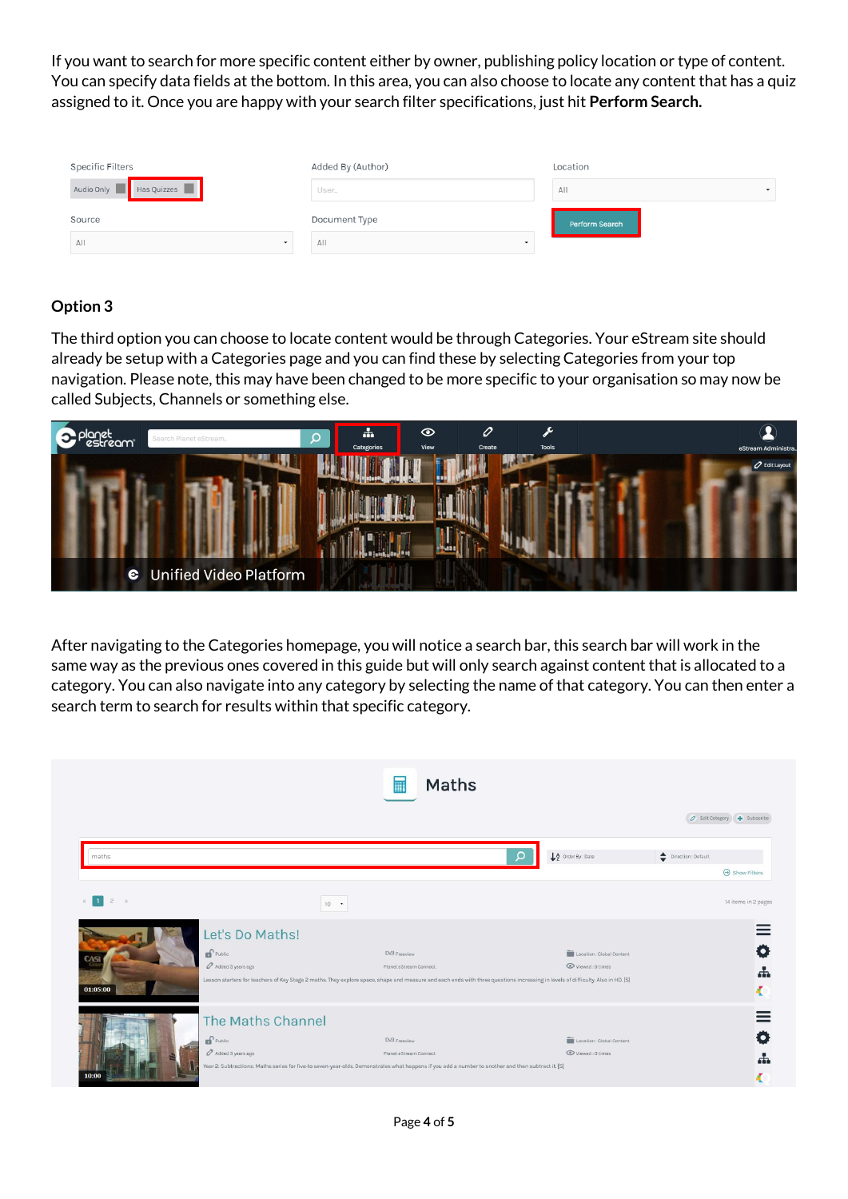If you want to search for more specific content either by owner, publishing policy location or type of content. You can specify data fields at the bottom. In this area, you can also choose to locate any content that has a quiz assigned to it. Once you are happy with your search filter specifications, just hit **Perform Search.**

### Option 3

The third option you can choose to locate content would be through Categories. Your eStream site should already be setup with a Categories page and you can find these by selecting Categories from your top navigation. Please note, this may have been changed to be more specific to your organisation so may now be called Subjects, Channels or something else.

After navigating to the Categories homepage, you will notice a search bar, this search bar will work in the same way as the previous ones covered in this guide but will only search against content that is allocated to a category. You can also navigate into any category by selecting the name of that category. You can then enter a search term to search for results within that specific category.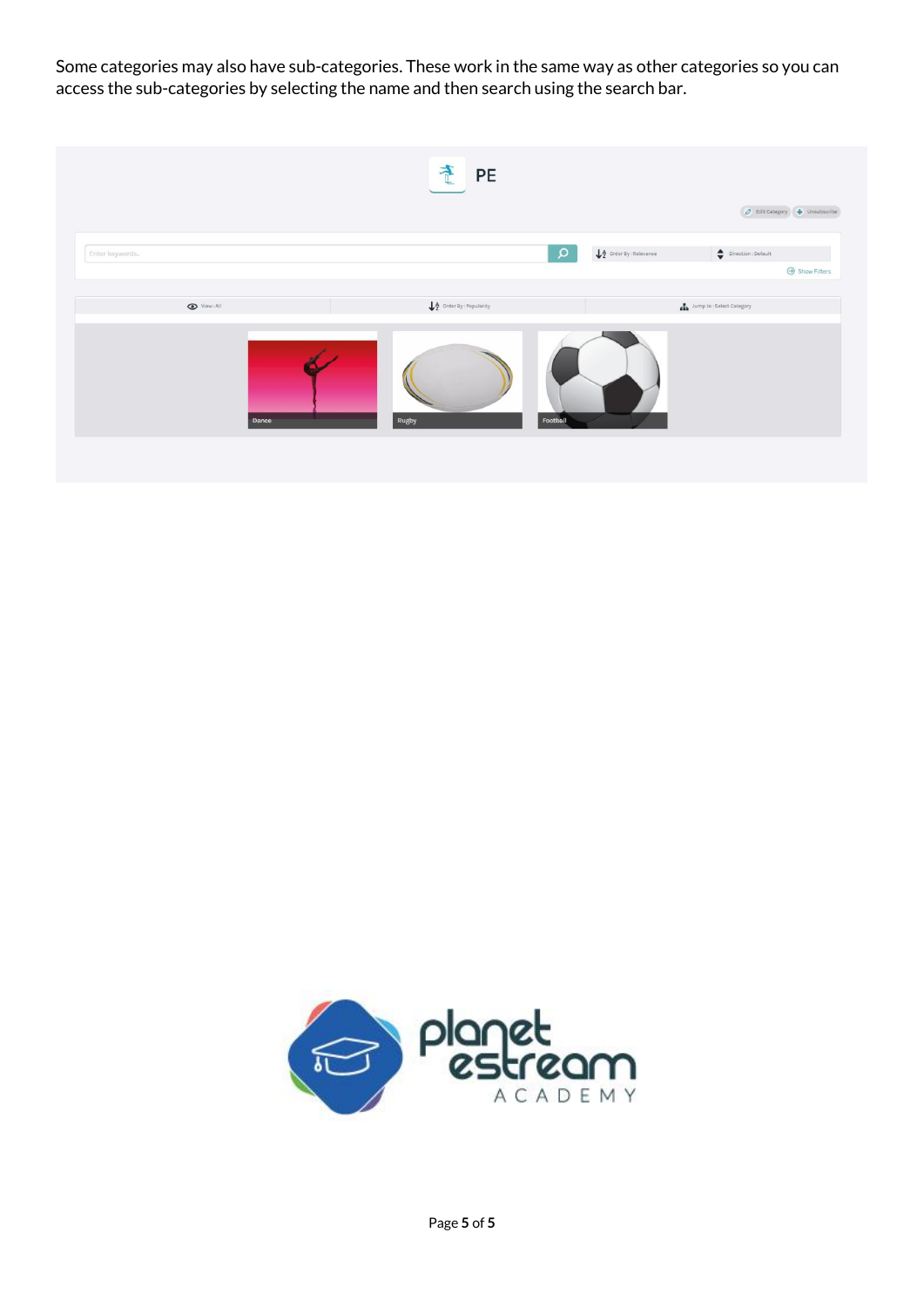Some categories may also have sub-categories. These work in the same way as other categories so you can access the sub-categories by selecting the name and then search using the search bar.